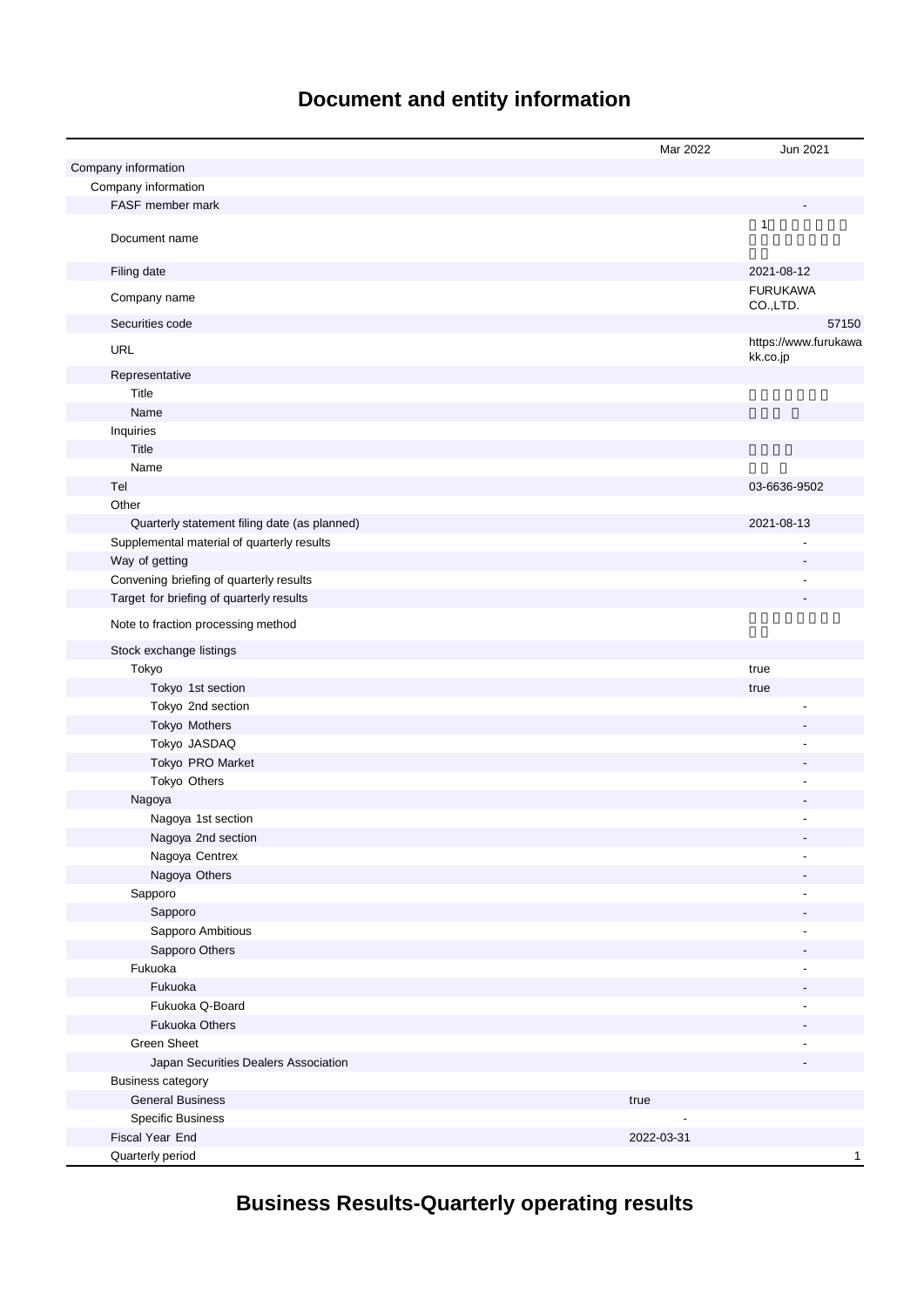# Document and entity information

| | Mar 2022 | Jun 2021 |
|---|---|---|
| Company information | | |
| Company information | | |
| FASF member mark | | - |
| Document name | | 第1　　　　　　　　　　　　　　 |
| Filing date | | 2021-08-12 |
| Company name | | FURUKAWA CO.,LTD. |
| Securities code | | 57150 |
| URL | | https://www.furukawakk.co.jp |
| Representative | | |
| Title | | |
| Name | | |
| Inquiries | | |
| Title | | |
| Name | | |
| Tel | | 03-6636-9502 |
| Other | | |
| Quarterly statement filing date (as planned) | | 2021-08-13 |
| Supplemental material of quarterly results | | - |
| Way of getting | | - |
| Convening briefing of quarterly results | | - |
| Target for briefing of quarterly results | | - |
| Note to fraction processing method | | |
| Stock exchange listings | | |
| Tokyo | | true |
| Tokyo 1st section | | true |
| Tokyo 2nd section | | - |
| Tokyo Mothers | | - |
| Tokyo JASDAQ | | - |
| Tokyo PRO Market | | - |
| Tokyo Others | | - |
| Nagoya | | - |
| Nagoya 1st section | | - |
| Nagoya 2nd section | | - |
| Nagoya Centrex | | - |
| Nagoya Others | | - |
| Sapporo | | - |
| Sapporo | | - |
| Sapporo Ambitious | | - |
| Sapporo Others | | - |
| Fukuoka | | - |
| Fukuoka | | - |
| Fukuoka Q-Board | | - |
| Fukuoka Others | | - |
| Green Sheet | | - |
| Japan Securities Dealers Association | | - |
| Business category | | |
| General Business | true | |
| Specific Business | - | |
| Fiscal Year End | 2022-03-31 | |
| Quarterly period | | 1 |

# Business Results-Quarterly operating results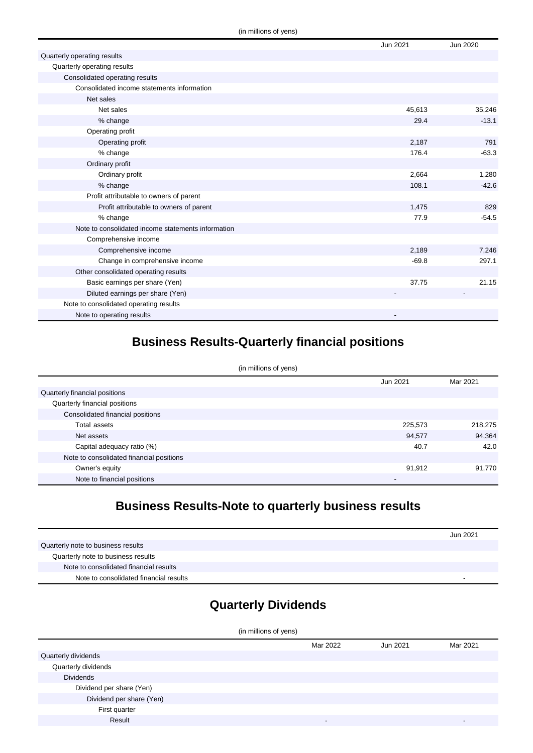(in millions of yens)

| | Jun 2021 | Jun 2020 |
|---|---|---|
| Quarterly operating results | | |
| Quarterly operating results | | |
| Consolidated operating results | | |
| Consolidated income statements information | | |
| Net sales | | |
| Net sales | 45,613 | 35,246 |
| % change | 29.4 | -13.1 |
| Operating profit | | |
| Operating profit | 2,187 | 791 |
| % change | 176.4 | -63.3 |
| Ordinary profit | | |
| Ordinary profit | 2,664 | 1,280 |
| % change | 108.1 | -42.6 |
| Profit attributable to owners of parent | | |
| Profit attributable to owners of parent | 1,475 | 829 |
| % change | 77.9 | -54.5 |
| Note to consolidated income statements information | | |
| Comprehensive income | | |
| Comprehensive income | 2,189 | 7,246 |
| Change in comprehensive income | -69.8 | 297.1 |
| Other consolidated operating results | | |
| Basic earnings per share (Yen) | 37.75 | 21.15 |
| Diluted earnings per share (Yen) | - | - |
| Note to consolidated operating results | | |
| Note to operating results | - | |

## Business Results-Quarterly financial positions

(in millions of yens)

| | Jun 2021 | Mar 2021 |
|---|---|---|
| Quarterly financial positions | | |
| Quarterly financial positions | | |
| Consolidated financial positions | | |
| Total assets | 225,573 | 218,275 |
| Net assets | 94,577 | 94,364 |
| Capital adequacy ratio (%) | 40.7 | 42.0 |
| Note to consolidated financial positions | | |
| Owner's equity | 91,912 | 91,770 |
| Note to financial positions | - | |

## Business Results-Note to quarterly business results

| | Jun 2021 |
|---|---|
| Quarterly note to business results | |
| Quarterly note to business results | |
| Note to consolidated financial results | |
| Note to consolidated financial results | - |

## Quarterly Dividends

(in millions of yens)

| | Mar 2022 | Jun 2021 | Mar 2021 |
|---|---|---|---|
| Quarterly dividends | | | |
| Quarterly dividends | | | |
| Dividends | | | |
| Dividend per share (Yen) | | | |
| Dividend per share (Yen) | | | |
| First quarter | | | |
| Result | - | | - |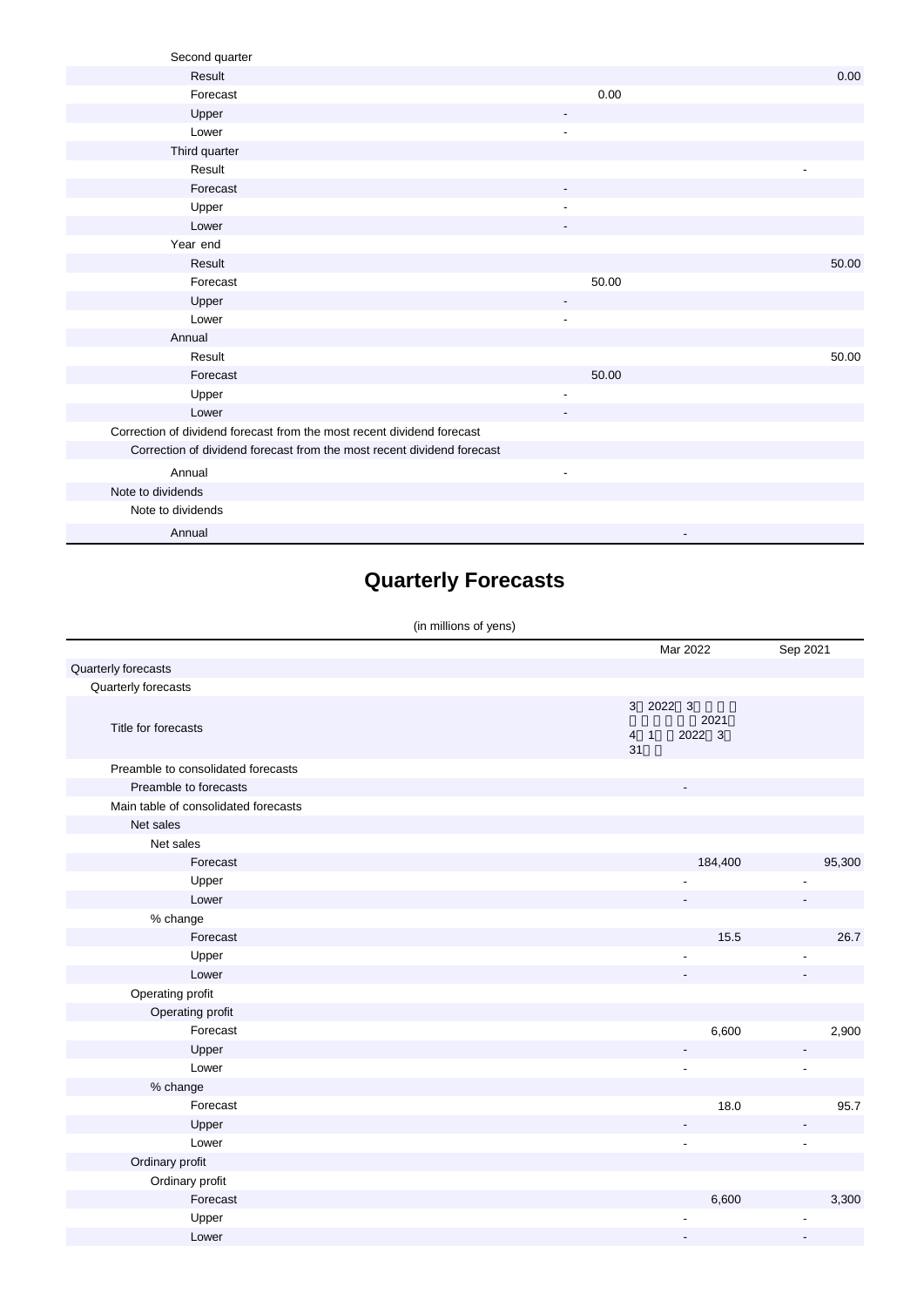| | | |
|---|---|---|
| Second quarter | | |
| Result | | 0.00 |
| Forecast | 0.00 | |
| Upper | - | |
| Lower | - | |
| Third quarter | | |
| Result | | - |
| Forecast | - | |
| Upper | - | |
| Lower | - | |
| Year end | | |
| Result | | 50.00 |
| Forecast | 50.00 | |
| Upper | - | |
| Lower | - | |
| Annual | | |
| Result | | 50.00 |
| Forecast | 50.00 | |
| Upper | - | |
| Lower | - | |
| Correction of dividend forecast from the most recent dividend forecast | | |
| Correction of dividend forecast from the most recent dividend forecast | | |
| Annual | - | |
| Note to dividends | | |
| Note to dividends | | |
| Annual | - | |

# Quarterly Forecasts

(in millions of yens)

| | Mar 2022 | Sep 2021 |
|---|---|---|
| Quarterly forecasts | | |
| Quarterly forecasts | | |
| Title for forecasts | 3 2022 3 2021 4 1 2022 3 31 | |
| Preamble to consolidated forecasts | | |
| Preamble to forecasts | - | |
| Main table of consolidated forecasts | | |
| Net sales | | |
| Net sales | | |
| Forecast | 184,400 | 95,300 |
| Upper | - | - |
| Lower | - | - |
| % change | | |
| Forecast | 15.5 | 26.7 |
| Upper | - | - |
| Lower | - | - |
| Operating profit | | |
| Operating profit | | |
| Forecast | 6,600 | 2,900 |
| Upper | - | - |
| Lower | - | - |
| % change | | |
| Forecast | 18.0 | 95.7 |
| Upper | - | - |
| Lower | - | - |
| Ordinary profit | | |
| Ordinary profit | | |
| Forecast | 6,600 | 3,300 |
| Upper | - | - |
| Lower | - | - |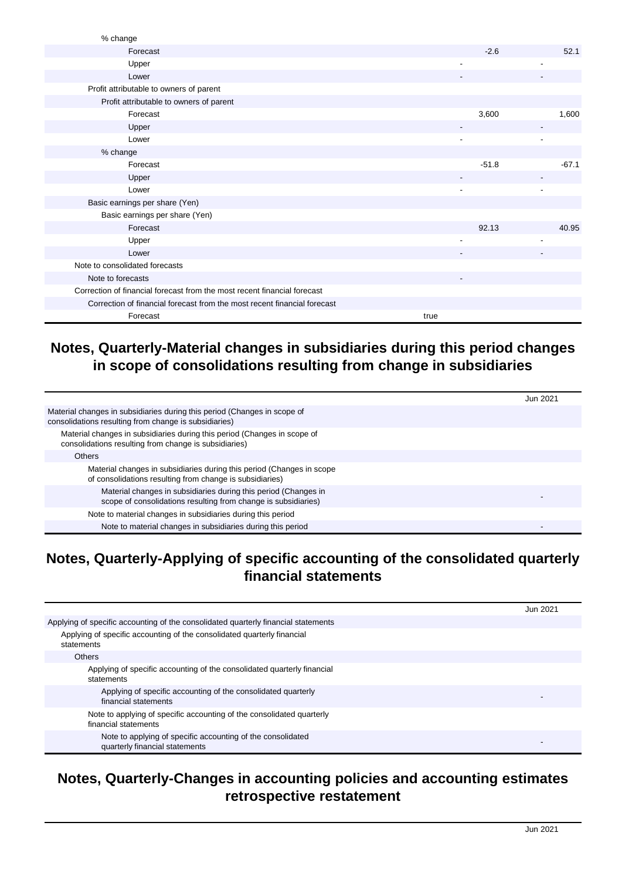| | | | |
|---|---|---|---|
| % change | | | |
| Forecast | | -2.6 | 52.1 |
| Upper | | - | - |
| Lower | | - | - |
| Profit attributable to owners of parent | | | |
| Profit attributable to owners of parent | | | |
| Forecast | | 3,600 | 1,600 |
| Upper | | - | - |
| Lower | | - | - |
| % change | | | |
| Forecast | | -51.8 | -67.1 |
| Upper | | - | - |
| Lower | | - | - |
| Basic earnings per share (Yen) | | | |
| Basic earnings per share (Yen) | | | |
| Forecast | | 92.13 | 40.95 |
| Upper | | - | - |
| Lower | | - | - |
| Note to consolidated forecasts | | | |
| Note to forecasts | | - | |
| Correction of financial forecast from the most recent financial forecast | | | |
| Correction of financial forecast from the most recent financial forecast | | | |
| Forecast | true | | |

## Notes, Quarterly-Material changes in subsidiaries during this period changes in scope of consolidations resulting from change in subsidiaries

| | Jun 2021 |
|---|---|
| Material changes in subsidiaries during this period (Changes in scope of consolidations resulting from change is subsidiaries) | |
| Material changes in subsidiaries during this period (Changes in scope of consolidations resulting from change is subsidiaries) | |
| Others | |
| Material changes in subsidiaries during this period (Changes in scope of consolidations resulting from change is subsidiaries) | |
| Material changes in subsidiaries during this period (Changes in scope of consolidations resulting from change is subsidiaries) | - |
| Note to material changes in subsidiaries during this period | |
| Note to material changes in subsidiaries during this period | - |

## Notes, Quarterly-Applying of specific accounting of the consolidated quarterly financial statements

| | Jun 2021 |
|---|---|
| Applying of specific accounting of the consolidated quarterly financial statements | |
| Applying of specific accounting of the consolidated quarterly financial statements | |
| Others | |
| Applying of specific accounting of the consolidated quarterly financial statements | |
| Applying of specific accounting of the consolidated quarterly financial statements | - |
| Note to applying of specific accounting of the consolidated quarterly financial statements | |
| Note to applying of specific accounting of the consolidated quarterly financial statements | - |

## Notes, Quarterly-Changes in accounting policies and accounting estimates retrospective restatement

| | Jun 2021 |
|---|---|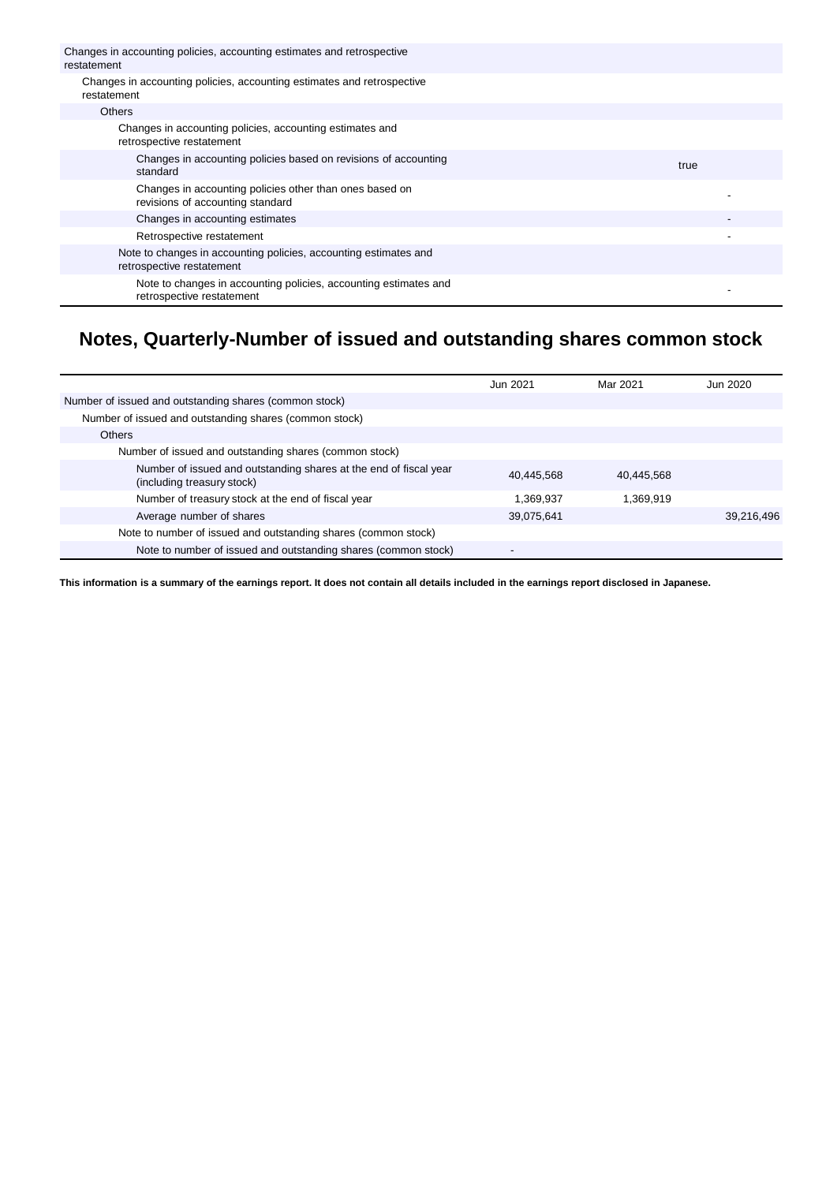| | |
|---|---|
| Changes in accounting policies, accounting estimates and retrospective restatement | |
| Changes in accounting policies, accounting estimates and retrospective restatement | |
| Others | |
| Changes in accounting policies, accounting estimates and retrospective restatement | |
| Changes in accounting policies based on revisions of accounting standard | true |
| Changes in accounting policies other than ones based on revisions of accounting standard | - |
| Changes in accounting estimates | - |
| Retrospective restatement | - |
| Note to changes in accounting policies, accounting estimates and retrospective restatement | |
| Note to changes in accounting policies, accounting estimates and retrospective restatement | - |

## Notes, Quarterly-Number of issued and outstanding shares common stock

| | Jun 2021 | Mar 2021 | Jun 2020 |
|---|---|---|---|
| Number of issued and outstanding shares (common stock) | | | |
| Number of issued and outstanding shares (common stock) | | | |
| Others | | | |
| Number of issued and outstanding shares (common stock) | | | |
| Number of issued and outstanding shares at the end of fiscal year (including treasury stock) | 40,445,568 | 40,445,568 | |
| Number of treasury stock at the end of fiscal year | 1,369,937 | 1,369,919 | |
| Average number of shares | 39,075,641 | | 39,216,496 |
| Note to number of issued and outstanding shares (common stock) | | | |
| Note to number of issued and outstanding shares (common stock) | - | | |

**This information is a summary of the earnings report. It does not contain all details included in the earnings report disclosed in Japanese.**